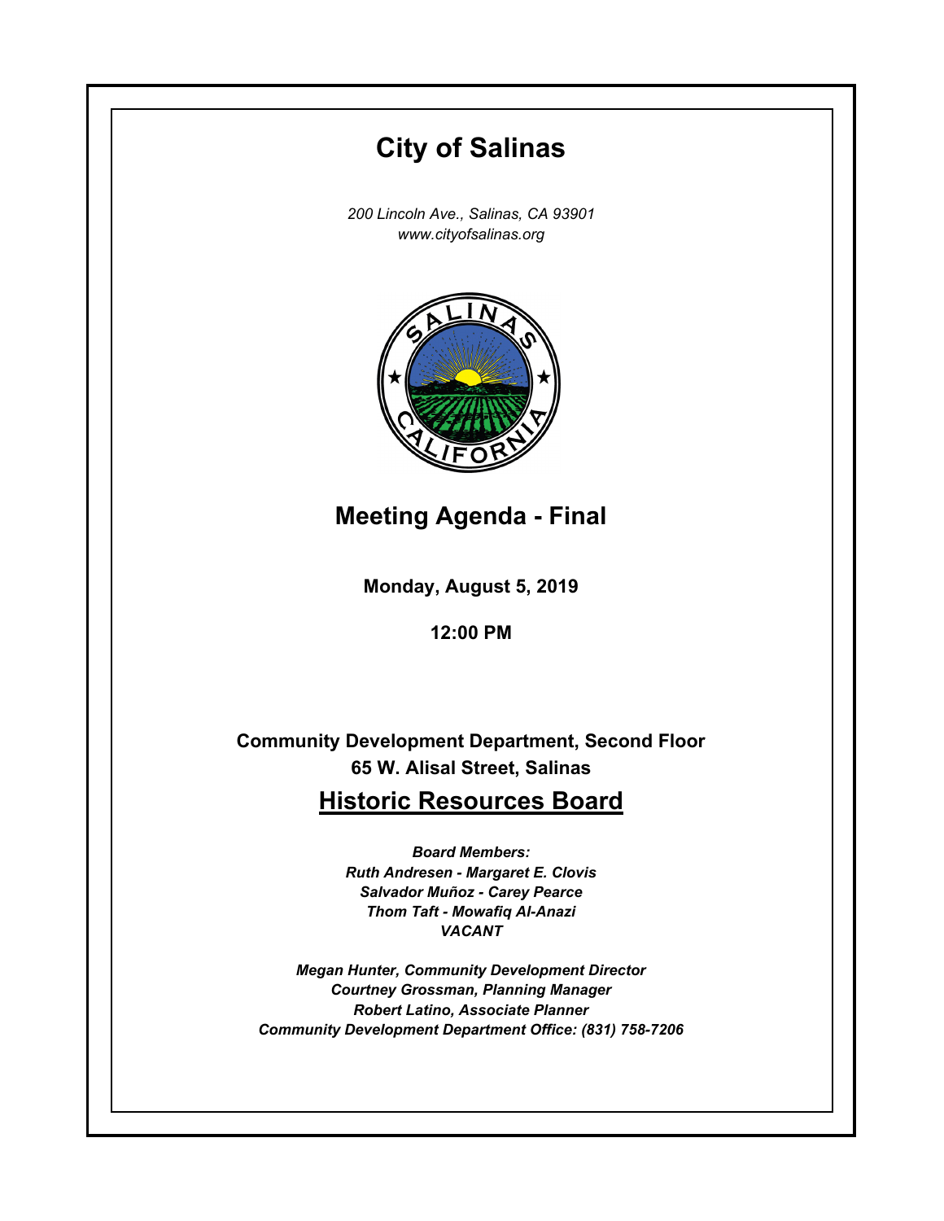# City of Salinas

*200 Lincoln Ave., Salinas, CA 93901*
*www.cityofsalinas.org*

## Meeting Agenda - Final

**Monday, August 5, 2019**

**12:00 PM**

**Community Development Department, Second Floor**
**65 W. Alisal Street, Salinas**

## Historic Resources Board

***Board Members:***
***Ruth Andresen - Margaret E. Clovis***
***Salvador Muñoz - Carey Pearce***
***Thom Taft - Mowafiq Al-Anazi***
***VACANT***

***Megan Hunter, Community Development Director***
***Courtney Grossman, Planning Manager***
***Robert Latino, Associate Planner***
***Community Development Department Office: (831) 758-7206***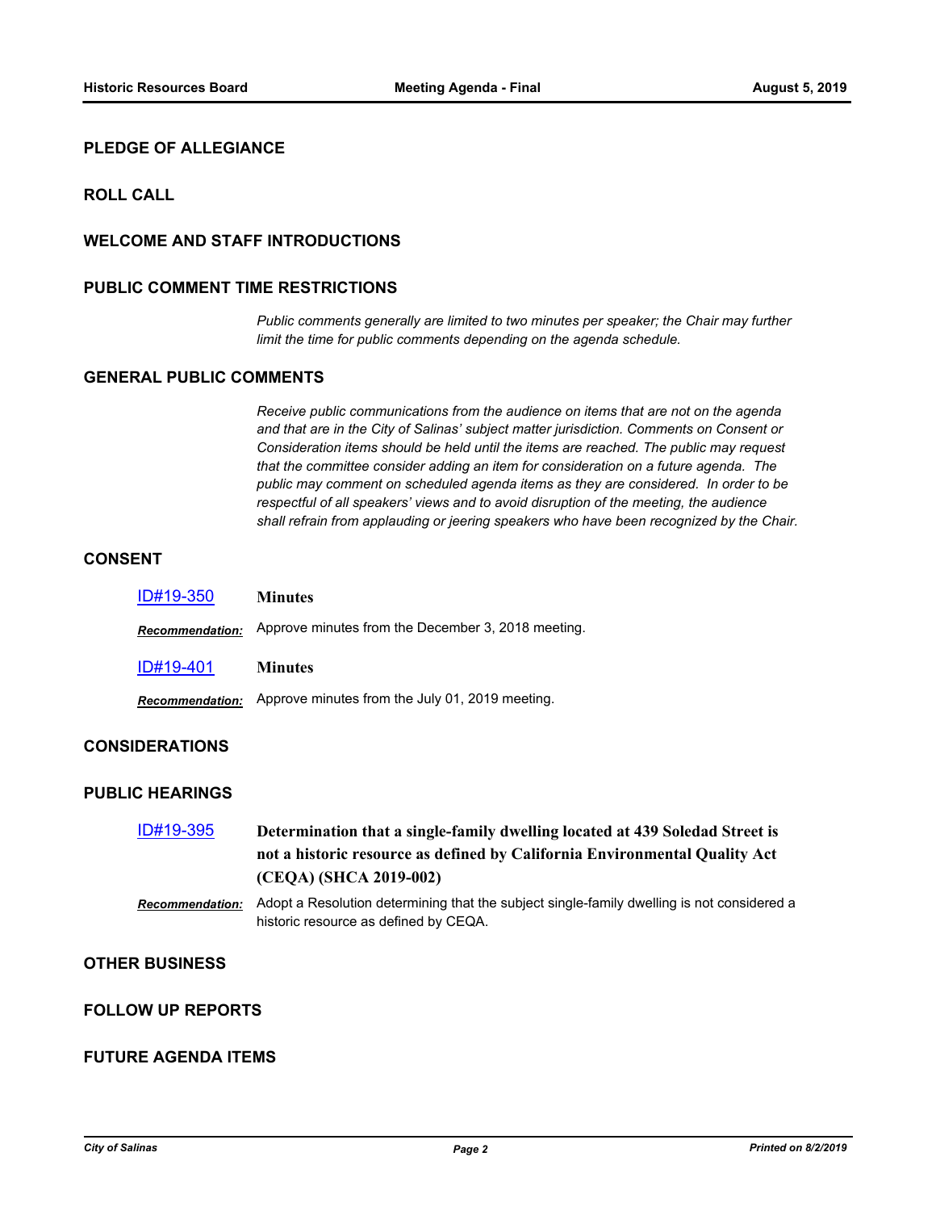## PLEDGE OF ALLEGIANCE

## ROLL CALL

## WELCOME AND STAFF INTRODUCTIONS

## PUBLIC COMMENT TIME RESTRICTIONS

*Public comments generally are limited to two minutes per speaker; the Chair may further limit the time for public comments depending on the agenda schedule.*

## GENERAL PUBLIC COMMENTS

*Receive public communications from the audience on items that are not on the agenda and that are in the City of Salinas' subject matter jurisdiction. Comments on Consent or Consideration items should be held until the items are reached. The public may request that the committee consider adding an item for consideration on a future agenda. The public may comment on scheduled agenda items as they are considered. In order to be respectful of all speakers' views and to avoid disruption of the meeting, the audience shall refrain from applauding or jeering speakers who have been recognized by the Chair.*

## CONSENT

**ID#19-350** **Minutes**

***Recommendation:*** Approve minutes from the December 3, 2018 meeting.

**ID#19-401** **Minutes**

***Recommendation:*** Approve minutes from the July 01, 2019 meeting.

## CONSIDERATIONS

## PUBLIC HEARINGS

**ID#19-395** **Determination that a single-family dwelling located at 439 Soledad Street is not a historic resource as defined by California Environmental Quality Act (CEQA) (SHCA 2019-002)**

***Recommendation:*** Adopt a Resolution determining that the subject single-family dwelling is not considered a historic resource as defined by CEQA.

## OTHER BUSINESS

## FOLLOW UP REPORTS

## FUTURE AGENDA ITEMS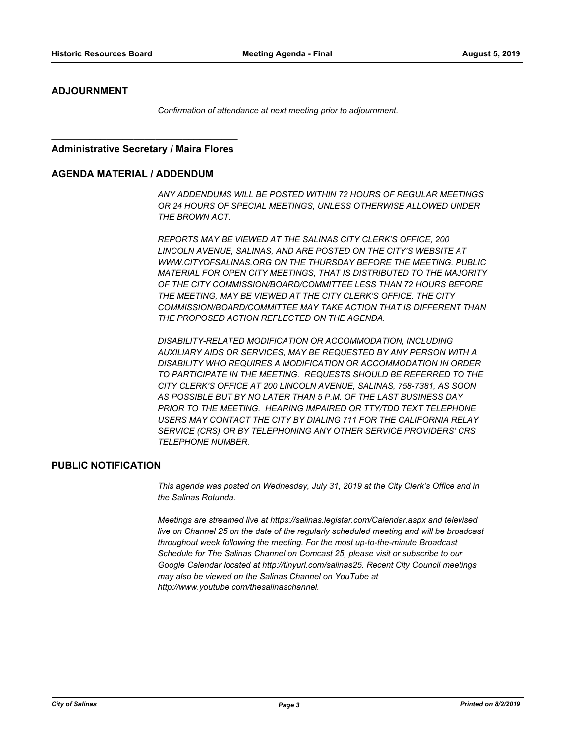## ADJOURNMENT

*Confirmation of attendance at next meeting prior to adjournment.*

\_\_\_\_\_\_\_\_\_\_\_\_\_\_\_\_\_\_\_\_\_\_\_\_\_\_\_\_\_\_\_\_\_\_\_\_

**Administrative Secretary / Maira Flores**

## AGENDA MATERIAL / ADDENDUM

*ANY ADDENDUMS WILL BE POSTED WITHIN 72 HOURS OF REGULAR MEETINGS OR 24 HOURS OF SPECIAL MEETINGS, UNLESS OTHERWISE ALLOWED UNDER THE BROWN ACT.*

*REPORTS MAY BE VIEWED AT THE SALINAS CITY CLERK'S OFFICE, 200 LINCOLN AVENUE, SALINAS, AND ARE POSTED ON THE CITY'S WEBSITE AT WWW.CITYOFSALINAS.ORG ON THE THURSDAY BEFORE THE MEETING. PUBLIC MATERIAL FOR OPEN CITY MEETINGS, THAT IS DISTRIBUTED TO THE MAJORITY OF THE CITY COMMISSION/BOARD/COMMITTEE LESS THAN 72 HOURS BEFORE THE MEETING, MAY BE VIEWED AT THE CITY CLERK'S OFFICE. THE CITY COMMISSION/BOARD/COMMITTEE MAY TAKE ACTION THAT IS DIFFERENT THAN THE PROPOSED ACTION REFLECTED ON THE AGENDA.*

*DISABILITY-RELATED MODIFICATION OR ACCOMMODATION, INCLUDING AUXILIARY AIDS OR SERVICES, MAY BE REQUESTED BY ANY PERSON WITH A DISABILITY WHO REQUIRES A MODIFICATION OR ACCOMMODATION IN ORDER TO PARTICIPATE IN THE MEETING. REQUESTS SHOULD BE REFERRED TO THE CITY CLERK'S OFFICE AT 200 LINCOLN AVENUE, SALINAS, 758-7381, AS SOON AS POSSIBLE BUT BY NO LATER THAN 5 P.M. OF THE LAST BUSINESS DAY PRIOR TO THE MEETING. HEARING IMPAIRED OR TTY/TDD TEXT TELEPHONE USERS MAY CONTACT THE CITY BY DIALING 711 FOR THE CALIFORNIA RELAY SERVICE (CRS) OR BY TELEPHONING ANY OTHER SERVICE PROVIDERS' CRS TELEPHONE NUMBER.*

## PUBLIC NOTIFICATION

*This agenda was posted on Wednesday, July 31, 2019 at the City Clerk's Office and in the Salinas Rotunda.*

*Meetings are streamed live at https://salinas.legistar.com/Calendar.aspx and televised live on Channel 25 on the date of the regularly scheduled meeting and will be broadcast throughout week following the meeting. For the most up-to-the-minute Broadcast Schedule for The Salinas Channel on Comcast 25, please visit or subscribe to our Google Calendar located at http://tinyurl.com/salinas25. Recent City Council meetings may also be viewed on the Salinas Channel on YouTube at http://www.youtube.com/thesalinaschannel.*